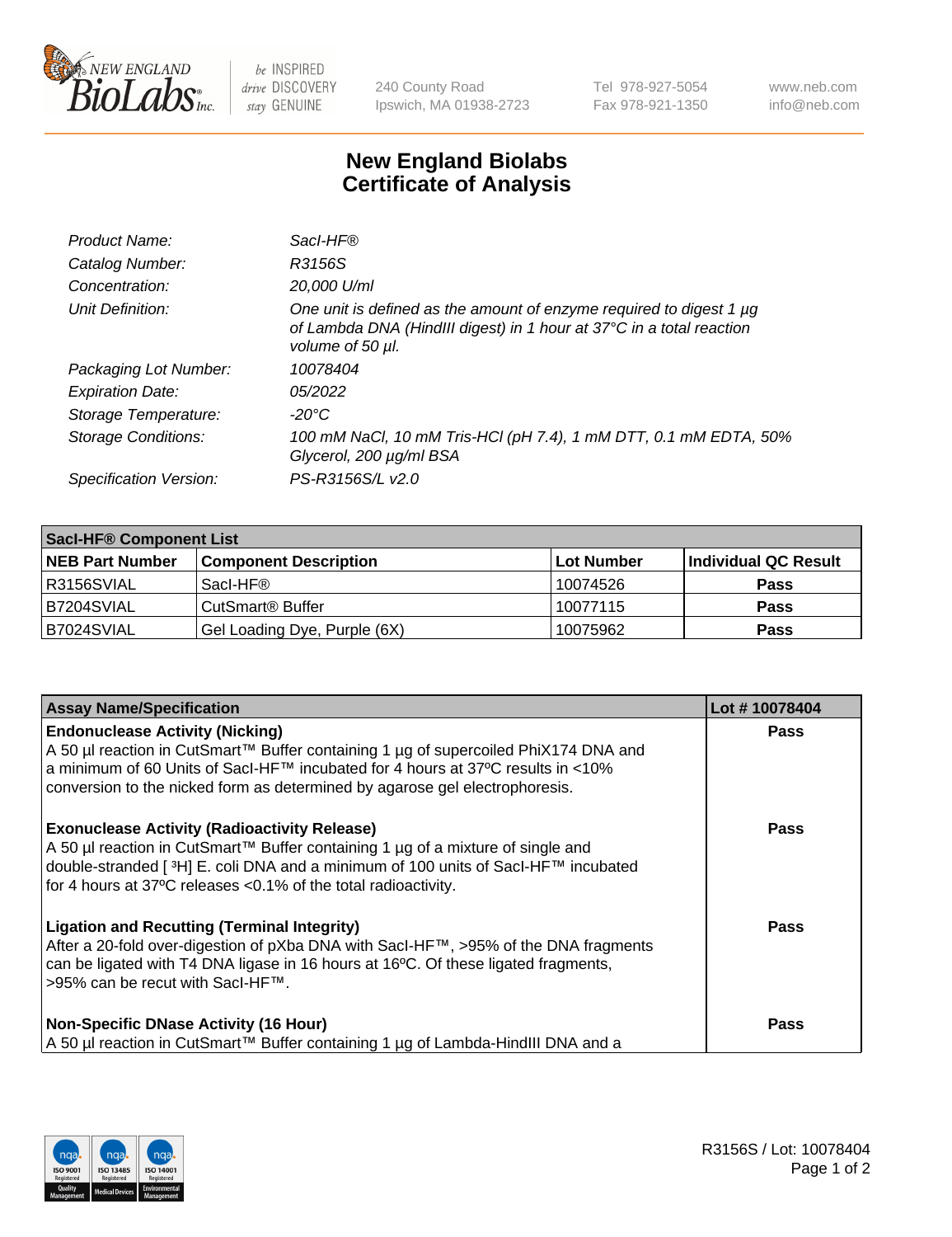New England Biolabs — be INSPIRED drive DISCOVERY stay GENUINE

240 County Road
Ipswich, MA 01938-2723

Tel 978-927-5054
Fax 978-921-1350

www.neb.com
info@neb.com

# New England Biolabs Certificate of Analysis

| | |
|---|---|
| *Product Name:* | *SacI-HF®* |
| *Catalog Number:* | *R3156S* |
| *Concentration:* | *20,000 U/ml* |
| *Unit Definition:* | *One unit is defined as the amount of enzyme required to digest 1 µg of Lambda DNA (HindIII digest) in 1 hour at 37°C in a total reaction volume of 50 µl.* |
| *Packaging Lot Number:* | *10078404* |
| *Expiration Date:* | *05/2022* |
| *Storage Temperature:* | *-20°C* |
| *Storage Conditions:* | *100 mM NaCl, 10 mM Tris-HCl (pH 7.4), 1 mM DTT, 0.1 mM EDTA, 50% Glycerol, 200 µg/ml BSA* |
| *Specification Version:* | *PS-R3156S/L v2.0* |

| SacI-HF® Component List | | | |
|---|---|---|---|
| **NEB Part Number** | **Component Description** | **Lot Number** | **Individual QC Result** |
| R3156SVIAL | SacI-HF® | 10074526 | **Pass** |
| B7204SVIAL | CutSmart® Buffer | 10077115 | **Pass** |
| B7024SVIAL | Gel Loading Dye, Purple (6X) | 10075962 | **Pass** |

| Assay Name/Specification | Lot # 10078404 |
|---|---|
| **Endonuclease Activity (Nicking)**<br>A 50 µl reaction in CutSmart™ Buffer containing 1 µg of supercoiled PhiX174 DNA and a minimum of 60 Units of SacI-HF™ incubated for 4 hours at 37ºC results in <10% conversion to the nicked form as determined by agarose gel electrophoresis. | **Pass** |
| **Exonuclease Activity (Radioactivity Release)**<br>A 50 µl reaction in CutSmart™ Buffer containing 1 µg of a mixture of single and double-stranded [ $^{3}$H] E. coli DNA and a minimum of 100 units of SacI-HF™ incubated for 4 hours at 37ºC releases <0.1% of the total radioactivity. | **Pass** |
| **Ligation and Recutting (Terminal Integrity)**<br>After a 20-fold over-digestion of pXba DNA with SacI-HF™, >95% of the DNA fragments can be ligated with T4 DNA ligase in 16 hours at 16ºC. Of these ligated fragments, >95% can be recut with SacI-HF™. | **Pass** |
| **Non-Specific DNase Activity (16 Hour)**<br>A 50 µl reaction in CutSmart™ Buffer containing 1 µg of Lambda-HindIII DNA and a | **Pass** |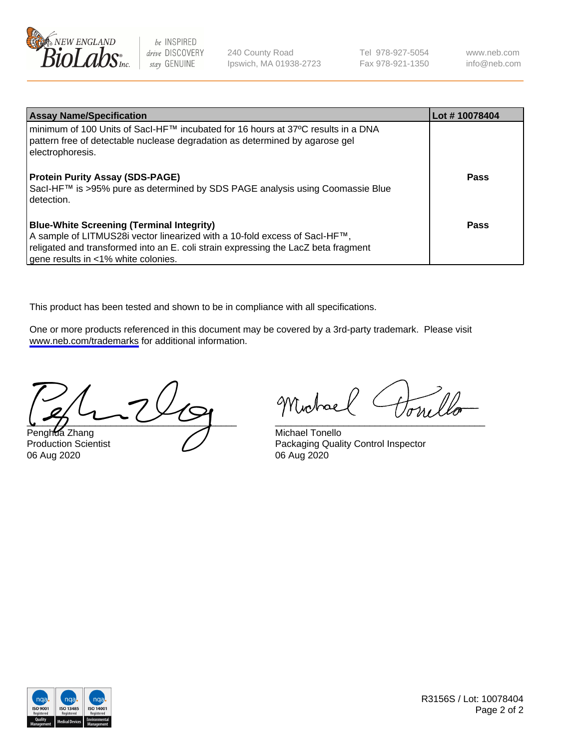| Assay Name/Specification | Lot # 10078404 |
| --- | --- |
| minimum of 100 Units of SacI-HF™ incubated for 16 hours at 37ºC results in a DNA pattern free of detectable nuclease degradation as determined by agarose gel electrophoresis. | |
| **Protein Purity Assay (SDS-PAGE)**<br>SacI-HF™ is >95% pure as determined by SDS PAGE analysis using Coomassie Blue detection. | **Pass** |
| **Blue-White Screening (Terminal Integrity)**<br>A sample of LITMUS28i vector linearized with a 10-fold excess of SacI-HF™, religated and transformed into an E. coli strain expressing the LacZ beta fragment gene results in <1% white colonies. | **Pass** |

This product has been tested and shown to be in compliance with all specifications.

One or more products referenced in this document may be covered by a 3rd-party trademark. Please visit www.neb.com/trademarks for additional information.

Penghua Zhang
Production Scientist
06 Aug 2020

Michael Tonello
Packaging Quality Control Inspector
06 Aug 2020

R3156S / Lot: 10078404